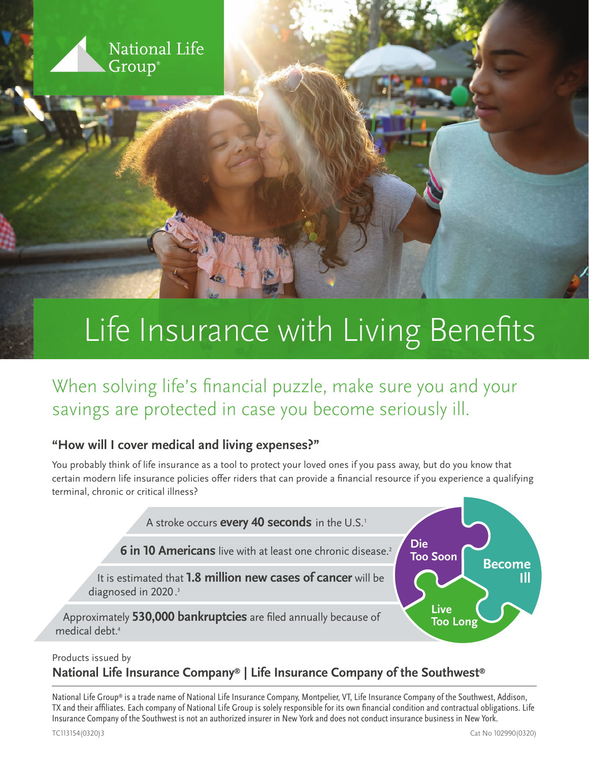National Life Group®

# Life Insurance with Living Benefits

## When solving life's financial puzzle, make sure you and your savings are protected in case you become seriously ill.

### "How will I cover medical and living expenses?"

You probably think of life insurance as a tool to protect your loved ones if you pass away, but do you know that certain modern life insurance policies offer riders that can provide a financial resource if you experience a qualifying terminal, chronic or critical illness?

A stroke occurs **every 40 seconds** in the U.S.[1]

**6 in 10 Americans** live with at least one chronic disease.[2]

It is estimated that **1.8 million new cases of cancer** will be diagnosed in 2020.[3]

Approximately **530,000 bankruptcies** are filed annually because of medical debt.[4]

Die Too Soon

Become Ill

Live Too Long

Products issued by

**National Life Insurance Company® | Life Insurance Company of the Southwest®**

National Life Group® is a trade name of National Life Insurance Company, Montpelier, VT, Life Insurance Company of the Southwest, Addison, TX and their affiliates. Each company of National Life Group is solely responsible for its own financial condition and contractual obligations. Life Insurance Company of the Southwest is not an authorized insurer in New York and does not conduct insurance business in New York.

TC113154(0320)3

Cat No 102990(0320)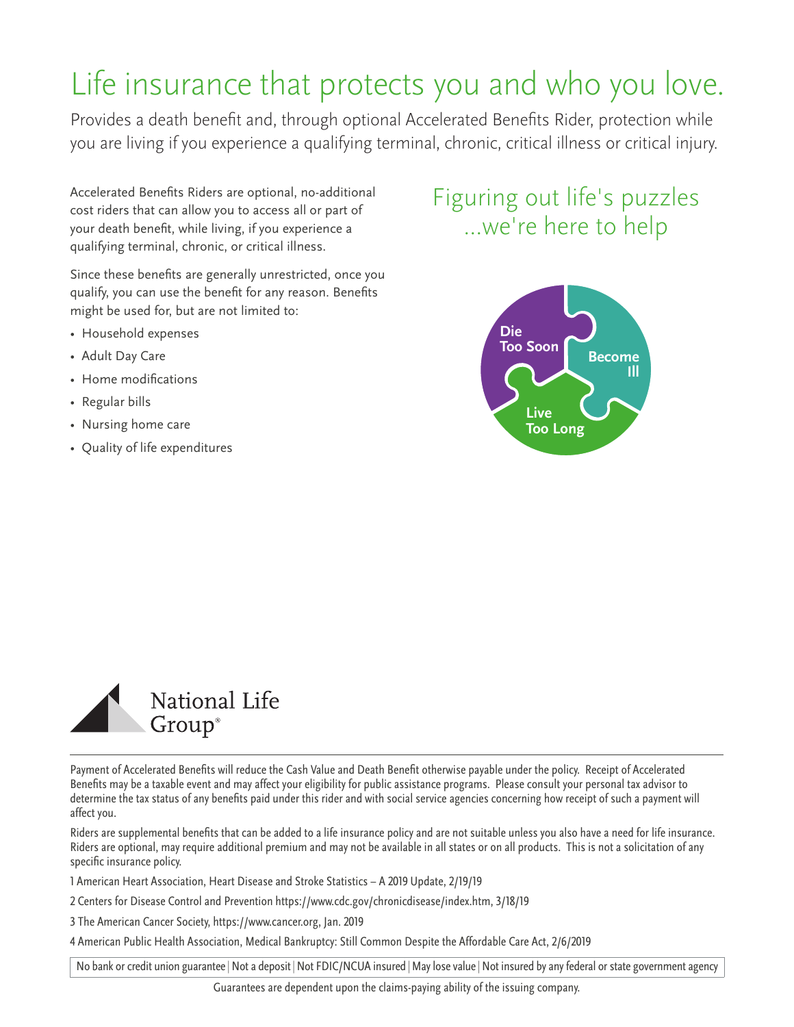# Life insurance that protects you and who you love.

Provides a death benefit and, through optional Accelerated Benefits Rider, protection while you are living if you experience a qualifying terminal, chronic, critical illness or critical injury.

Accelerated Benefits Riders are optional, no-additional cost riders that can allow you to access all or part of your death benefit, while living, if you experience a qualifying terminal, chronic, or critical illness.

Since these benefits are generally unrestricted, once you qualify, you can use the benefit for any reason. Benefits might be used for, but are not limited to:

- Household expenses
- Adult Day Care
- Home modifications
- Regular bills
- Nursing home care
- Quality of life expenditures

## Figuring out life's puzzles ...we're here to help

Die Too Soon

Become Ill

Live Too Long

National Life Group®

Payment of Accelerated Benefits will reduce the Cash Value and Death Benefit otherwise payable under the policy. Receipt of Accelerated Benefits may be a taxable event and may affect your eligibility for public assistance programs. Please consult your personal tax advisor to determine the tax status of any benefits paid under this rider and with social service agencies concerning how receipt of such a payment will affect you.

Riders are supplemental benefits that can be added to a life insurance policy and are not suitable unless you also have a need for life insurance. Riders are optional, may require additional premium and may not be available in all states or on all products. This is not a solicitation of any specific insurance policy.

1 American Heart Association, Heart Disease and Stroke Statistics – A 2019 Update, 2/19/19

2 Centers for Disease Control and Prevention https://www.cdc.gov/chronicdisease/index.htm, 3/18/19

3 The American Cancer Society, https://www.cancer.org, Jan. 2019

4 American Public Health Association, Medical Bankruptcy: Still Common Despite the Affordable Care Act, 2/6/2019

No bank or credit union guarantee | Not a deposit | Not FDIC/NCUA insured | May lose value | Not insured by any federal or state government agency

Guarantees are dependent upon the claims-paying ability of the issuing company.